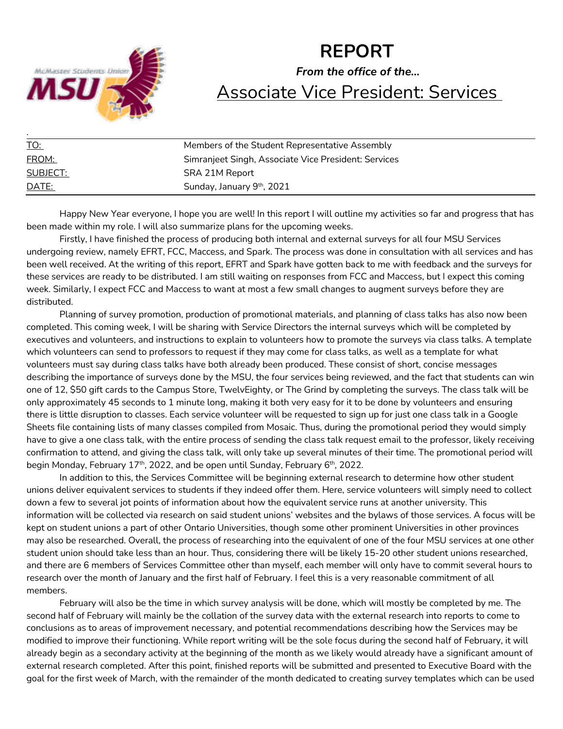# REPORT

***From the office of the…***

## Associate Vice President: Services

| | |
|---|---|
| TO: | Members of the Student Representative Assembly |
| FROM: | Simranjeet Singh, Associate Vice President: Services |
| SUBJECT: | SRA 21M Report |
| DATE: | Sunday, January 9th, 2021 |

Happy New Year everyone, I hope you are well! In this report I will outline my activities so far and progress that has been made within my role. I will also summarize plans for the upcoming weeks.

Firstly, I have finished the process of producing both internal and external surveys for all four MSU Services undergoing review, namely EFRT, FCC, Maccess, and Spark. The process was done in consultation with all services and has been well received. At the writing of this report, EFRT and Spark have gotten back to me with feedback and the surveys for these services are ready to be distributed. I am still waiting on responses from FCC and Maccess, but I expect this coming week. Similarly, I expect FCC and Maccess to want at most a few small changes to augment surveys before they are distributed.

Planning of survey promotion, production of promotional materials, and planning of class talks has also now been completed. This coming week, I will be sharing with Service Directors the internal surveys which will be completed by executives and volunteers, and instructions to explain to volunteers how to promote the surveys via class talks. A template which volunteers can send to professors to request if they may come for class talks, as well as a template for what volunteers must say during class talks have both already been produced. These consist of short, concise messages describing the importance of surveys done by the MSU, the four services being reviewed, and the fact that students can win one of 12, $50 gift cards to the Campus Store, TwelvEighty, or The Grind by completing the surveys. The class talk will be only approximately 45 seconds to 1 minute long, making it both very easy for it to be done by volunteers and ensuring there is little disruption to classes. Each service volunteer will be requested to sign up for just one class talk in a Google Sheets file containing lists of many classes compiled from Mosaic. Thus, during the promotional period they would simply have to give a one class talk, with the entire process of sending the class talk request email to the professor, likely receiving confirmation to attend, and giving the class talk, will only take up several minutes of their time. The promotional period will begin Monday, February 17th, 2022, and be open until Sunday, February 6th, 2022.

In addition to this, the Services Committee will be beginning external research to determine how other student unions deliver equivalent services to students if they indeed offer them. Here, service volunteers will simply need to collect down a few to several jot points of information about how the equivalent service runs at another university. This information will be collected via research on said student unions' websites and the bylaws of those services. A focus will be kept on student unions a part of other Ontario Universities, though some other prominent Universities in other provinces may also be researched. Overall, the process of researching into the equivalent of one of the four MSU services at one other student union should take less than an hour. Thus, considering there will be likely 15-20 other student unions researched, and there are 6 members of Services Committee other than myself, each member will only have to commit several hours to research over the month of January and the first half of February. I feel this is a very reasonable commitment of all members.

February will also be the time in which survey analysis will be done, which will mostly be completed by me. The second half of February will mainly be the collation of the survey data with the external research into reports to come to conclusions as to areas of improvement necessary, and potential recommendations describing how the Services may be modified to improve their functioning. While report writing will be the sole focus during the second half of February, it will already begin as a secondary activity at the beginning of the month as we likely would already have a significant amount of external research completed. After this point, finished reports will be submitted and presented to Executive Board with the goal for the first week of March, with the remainder of the month dedicated to creating survey templates which can be used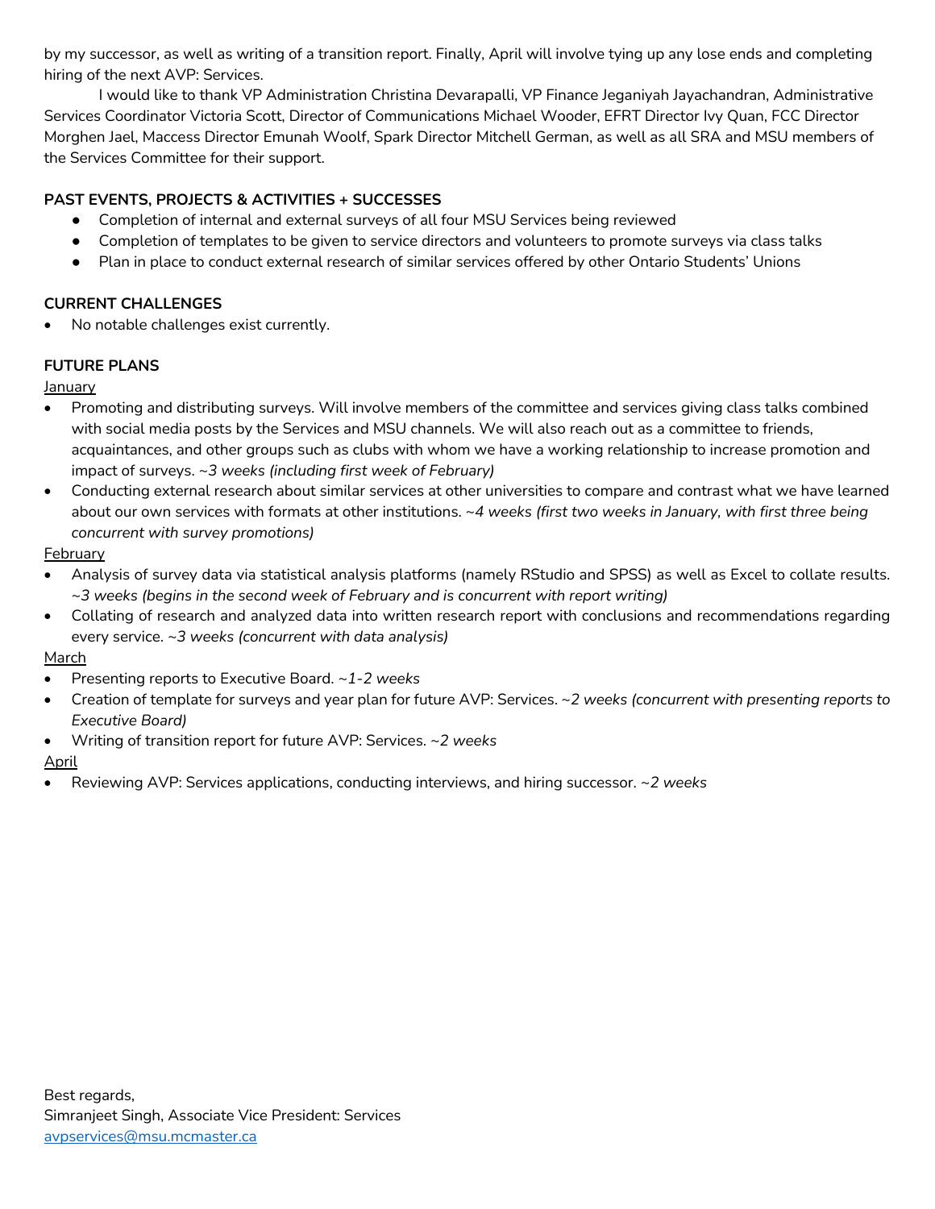by my successor, as well as writing of a transition report. Finally, April will involve tying up any lose ends and completing hiring of the next AVP: Services.

I would like to thank VP Administration Christina Devarapalli, VP Finance Jeganiyah Jayachandran, Administrative Services Coordinator Victoria Scott, Director of Communications Michael Wooder, EFRT Director Ivy Quan, FCC Director Morghen Jael, Maccess Director Emunah Woolf, Spark Director Mitchell German, as well as all SRA and MSU members of the Services Committee for their support.

**PAST EVENTS, PROJECTS & ACTIVITIES + SUCCESSES**

- Completion of internal and external surveys of all four MSU Services being reviewed
- Completion of templates to be given to service directors and volunteers to promote surveys via class talks
- Plan in place to conduct external research of similar services offered by other Ontario Students' Unions

**CURRENT CHALLENGES**

- No notable challenges exist currently.

**FUTURE PLANS**

January

- Promoting and distributing surveys. Will involve members of the committee and services giving class talks combined with social media posts by the Services and MSU channels. We will also reach out as a committee to friends, acquaintances, and other groups such as clubs with whom we have a working relationship to increase promotion and impact of surveys. *~3 weeks (including first week of February)*
- Conducting external research about similar services at other universities to compare and contrast what we have learned about our own services with formats at other institutions. *~4 weeks (first two weeks in January, with first three being concurrent with survey promotions)*

February

- Analysis of survey data via statistical analysis platforms (namely RStudio and SPSS) as well as Excel to collate results. *~3 weeks (begins in the second week of February and is concurrent with report writing)*
- Collating of research and analyzed data into written research report with conclusions and recommendations regarding every service. *~3 weeks (concurrent with data analysis)*

March

- Presenting reports to Executive Board. *~1-2 weeks*
- Creation of template for surveys and year plan for future AVP: Services. *~2 weeks (concurrent with presenting reports to Executive Board)*
- Writing of transition report for future AVP: Services. *~2 weeks*

April

- Reviewing AVP: Services applications, conducting interviews, and hiring successor. *~2 weeks*

Best regards,
Simranjeet Singh, Associate Vice President: Services
avpservices@msu.mcmaster.ca